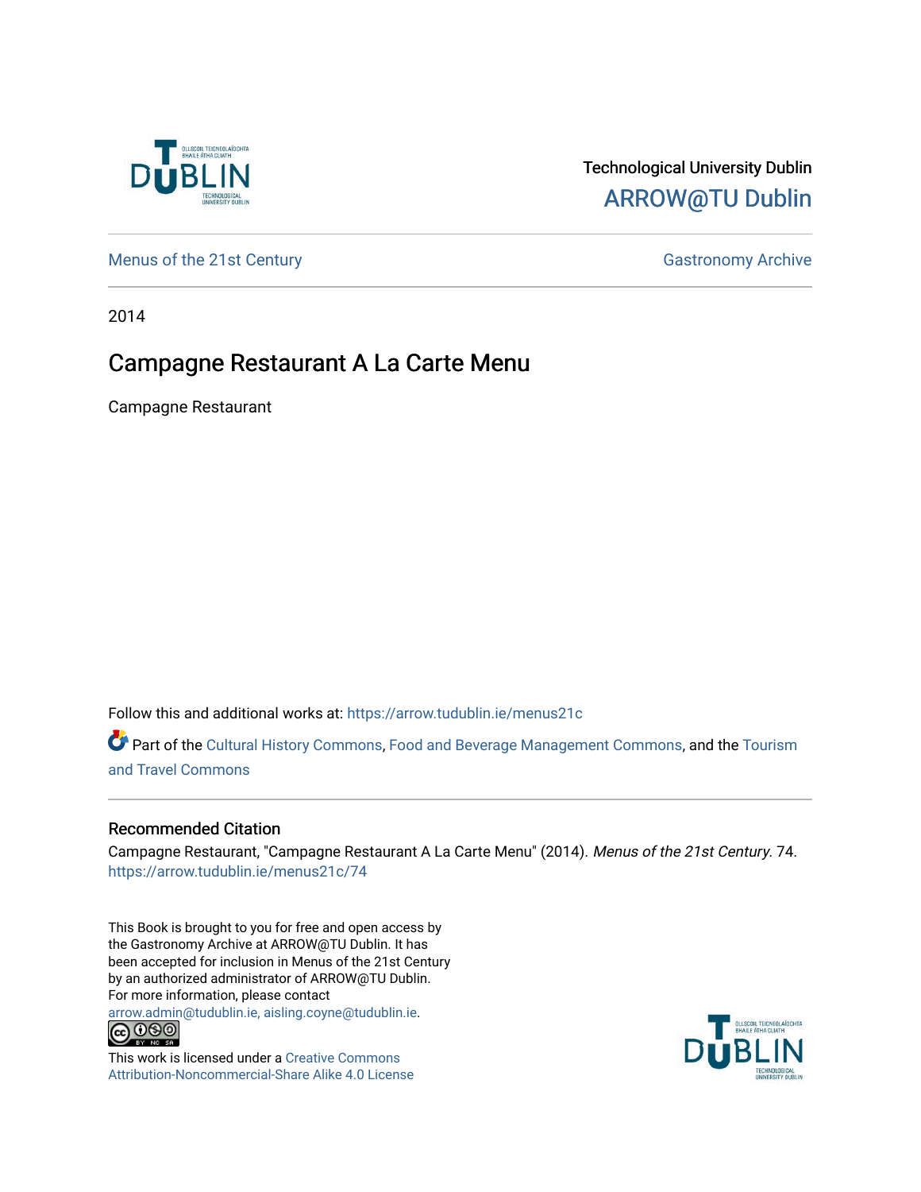Technological University Dublin

ARROW@TU Dublin

Menus of the 21st Century | Gastronomy Archive

2014

# Campagne Restaurant A La Carte Menu

Campagne Restaurant

Follow this and additional works at: https://arrow.tudublin.ie/menus21c

Part of the Cultural History Commons, Food and Beverage Management Commons, and the Tourism and Travel Commons

## Recommended Citation

Campagne Restaurant, "Campagne Restaurant A La Carte Menu" (2014). *Menus of the 21st Century*. 74. https://arrow.tudublin.ie/menus21c/74

This Book is brought to you for free and open access by the Gastronomy Archive at ARROW@TU Dublin. It has been accepted for inclusion in Menus of the 21st Century by an authorized administrator of ARROW@TU Dublin. For more information, please contact arrow.admin@tudublin.ie, aisling.coyne@tudublin.ie.

This work is licensed under a Creative Commons Attribution-Noncommercial-Share Alike 4.0 License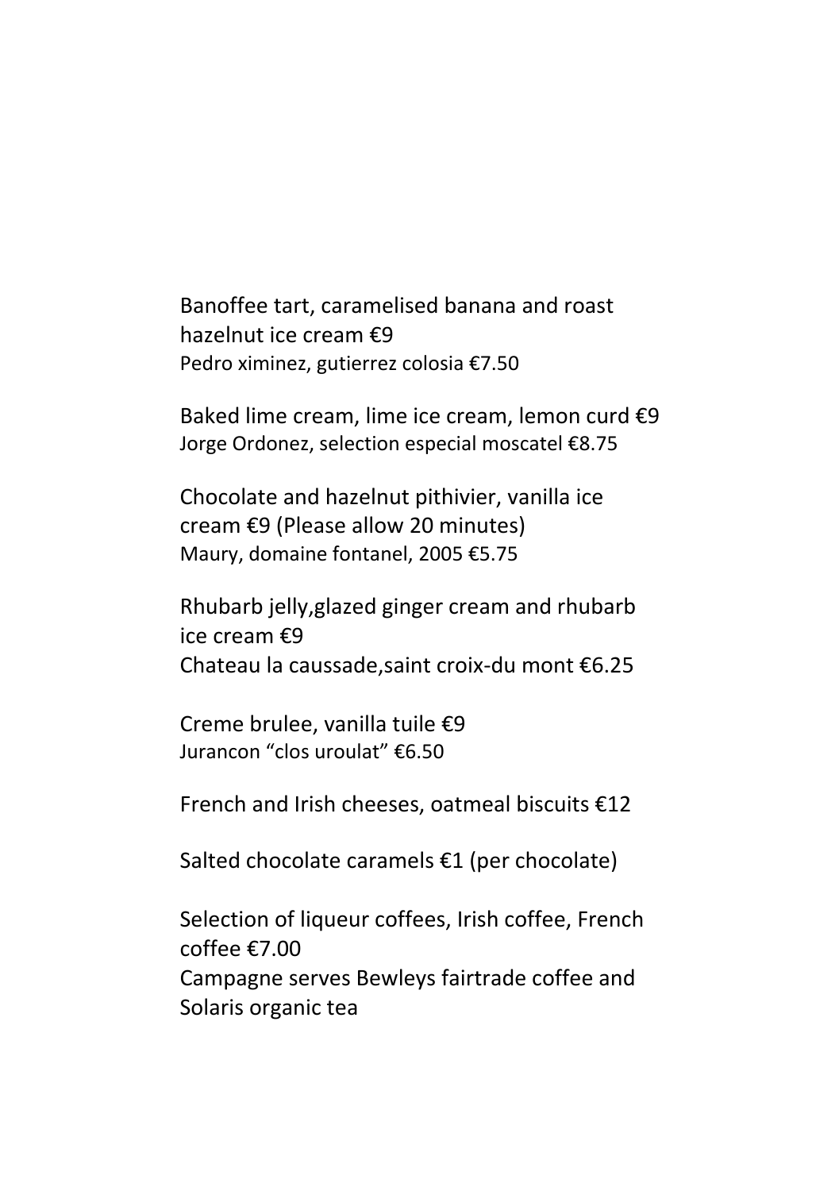Banoffee tart, caramelised banana and roast hazelnut ice cream €9
Pedro ximinez, gutierrez colosia €7.50

Baked lime cream, lime ice cream, lemon curd €9
Jorge Ordonez, selection especial moscatel €8.75

Chocolate and hazelnut pithivier, vanilla ice cream €9 (Please allow 20 minutes)
Maury, domaine fontanel, 2005 €5.75

Rhubarb jelly,glazed ginger cream and rhubarb ice cream €9
Chateau la caussade,saint croix-du mont €6.25

Creme brulee, vanilla tuile €9
Jurancon "clos uroulat" €6.50

French and Irish cheeses, oatmeal biscuits €12

Salted chocolate caramels €1 (per chocolate)

Selection of liqueur coffees, Irish coffee, French coffee €7.00
Campagne serves Bewleys fairtrade coffee and Solaris organic tea